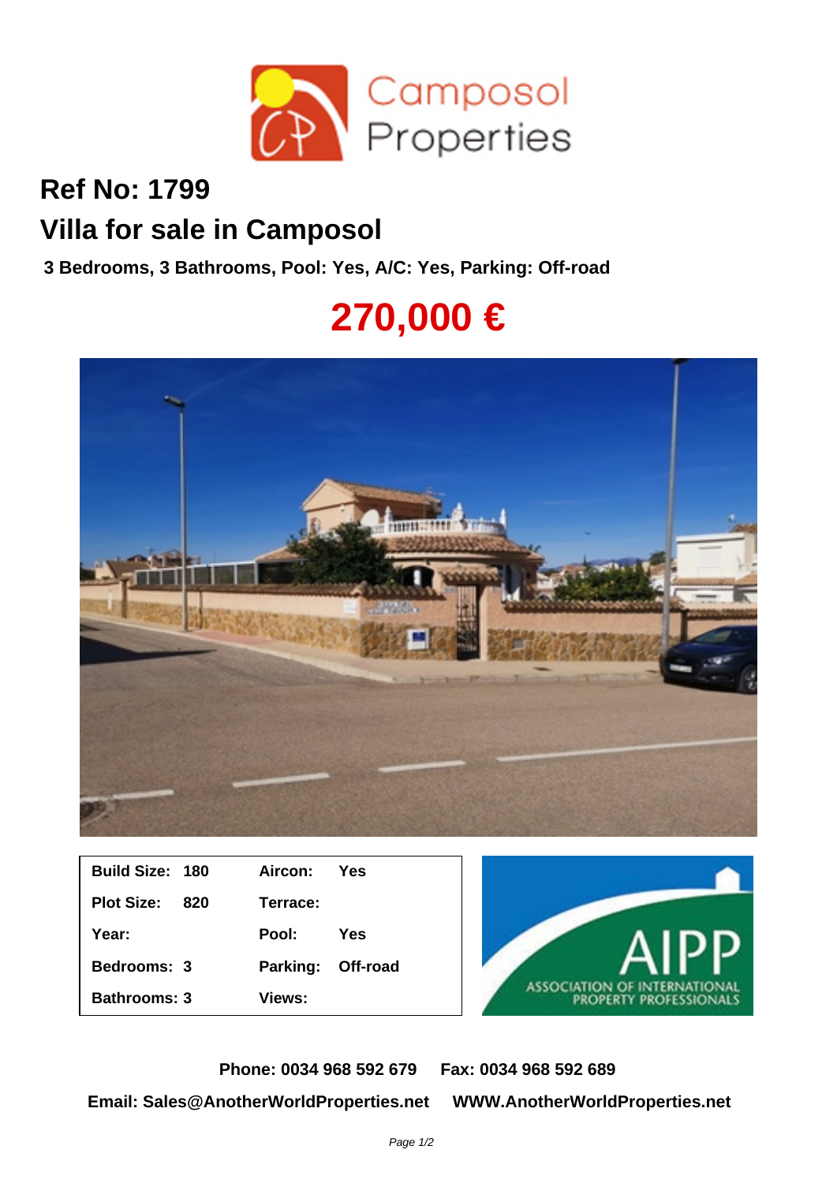# Ref No: 1799

# Villa for sale in Camposol

**3 Bedrooms, 3 Bathrooms, Pool: Yes, A/C: Yes, Parking: Off-road**

## 270,000 €

| | | | |
|---|---|---|---|
| **Build Size:** | **180** | **Aircon:** | **Yes** |
| **Plot Size:** | **820** | **Terrace:** | |
| **Year:** | | **Pool:** | **Yes** |
| **Bedrooms:** | **3** | **Parking:** | **Off-road** |
| **Bathrooms:** | **3** | **Views:** | |

**Phone: 0034 968 592 679 Fax: 0034 968 592 689**

**Email: Sales@AnotherWorldProperties.net WWW.AnotherWorldProperties.net**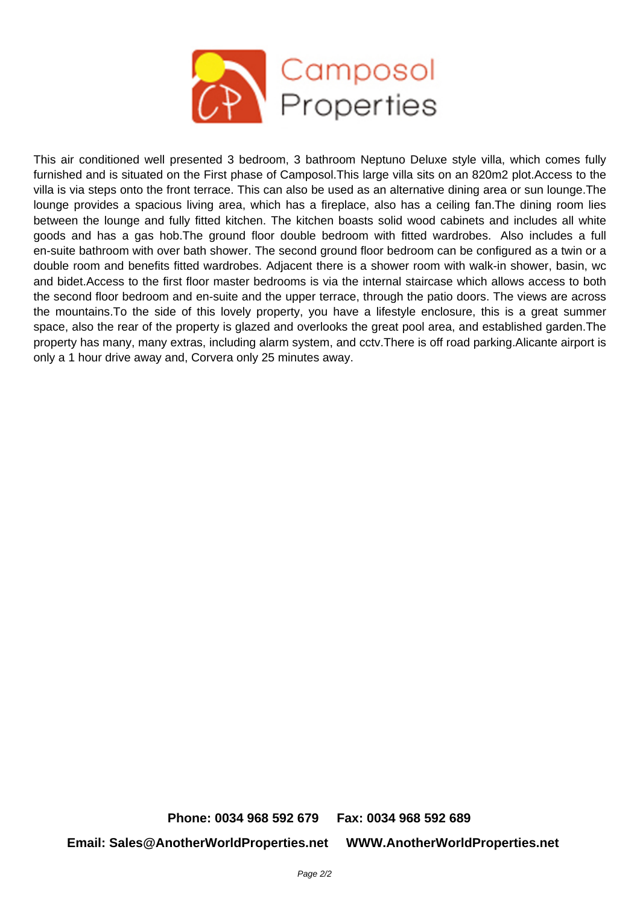Camposol Properties

This air conditioned well presented 3 bedroom, 3 bathroom Neptuno Deluxe style villa, which comes fully furnished and is situated on the First phase of Camposol.This large villa sits on an 820m2 plot.Access to the villa is via steps onto the front terrace. This can also be used as an alternative dining area or sun lounge.The lounge provides a spacious living area, which has a fireplace, also has a ceiling fan.The dining room lies between the lounge and fully fitted kitchen. The kitchen boasts solid wood cabinets and includes all white goods and has a gas hob.The ground floor double bedroom with fitted wardrobes. Also includes a full en-suite bathroom with over bath shower. The second ground floor bedroom can be configured as a twin or a double room and benefits fitted wardrobes. Adjacent there is a shower room with walk-in shower, basin, wc and bidet.Access to the first floor master bedrooms is via the internal staircase which allows access to both the second floor bedroom and en-suite and the upper terrace, through the patio doors. The views are across the mountains.To the side of this lovely property, you have a lifestyle enclosure, this is a great summer space, also the rear of the property is glazed and overlooks the great pool area, and established garden.The property has many, many extras, including alarm system, and cctv.There is off road parking.Alicante airport is only a 1 hour drive away and, Corvera only 25 minutes away.

**Phone: 0034 968 592 679     Fax: 0034 968 592 689**

**Email: Sales@AnotherWorldProperties.net     WWW.AnotherWorldProperties.net**